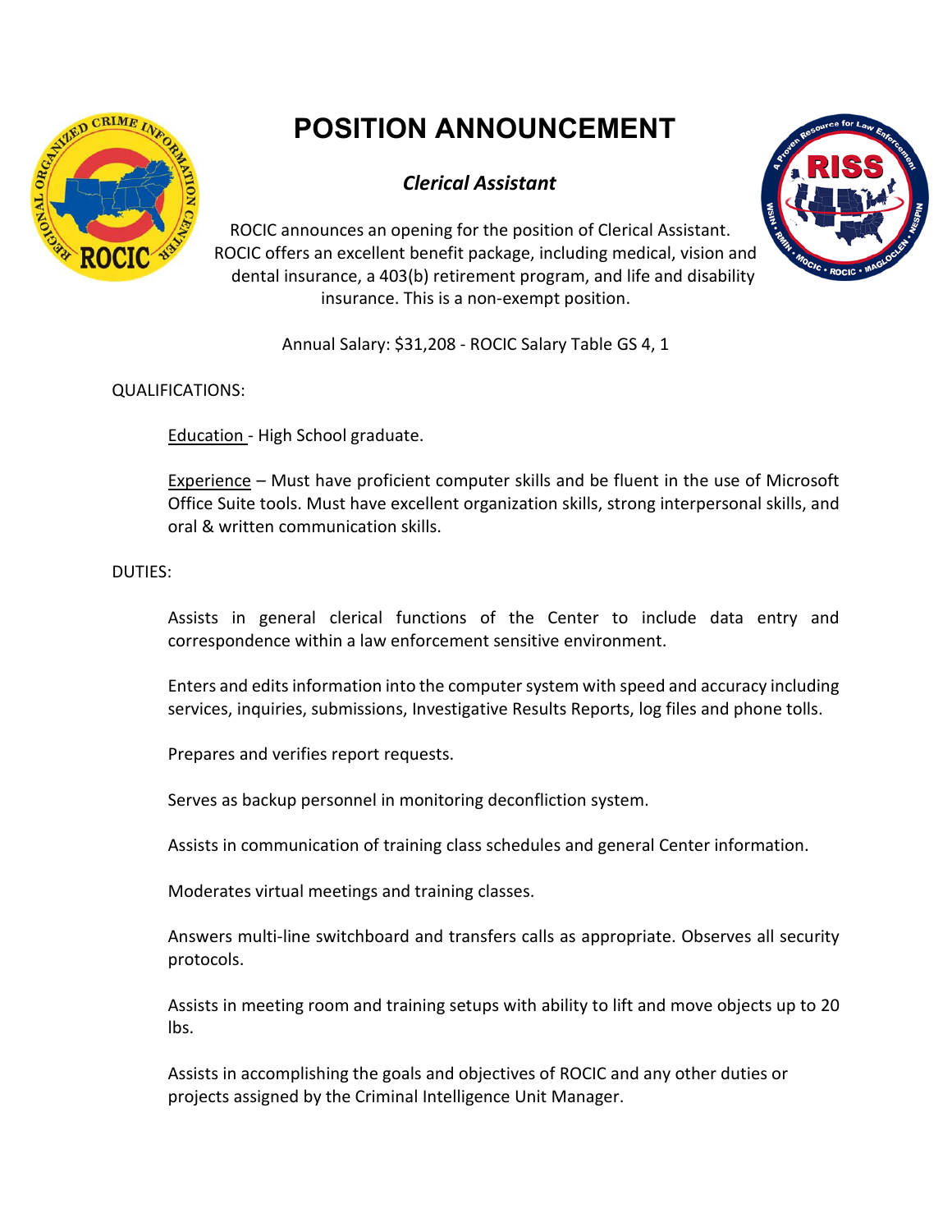# POSITION ANNOUNCEMENT

## *Clerical Assistant*

ROCIC announces an opening for the position of Clerical Assistant. ROCIC offers an excellent benefit package, including medical, vision and dental insurance, a 403(b) retirement program, and life and disability insurance. This is a non-exempt position.

Annual Salary: $31,208 - ROCIC Salary Table GS 4, 1

QUALIFICATIONS:

Education - High School graduate.

Experience – Must have proficient computer skills and be fluent in the use of Microsoft Office Suite tools. Must have excellent organization skills, strong interpersonal skills, and oral & written communication skills.

DUTIES:

Assists in general clerical functions of the Center to include data entry and correspondence within a law enforcement sensitive environment.

Enters and edits information into the computer system with speed and accuracy including services, inquiries, submissions, Investigative Results Reports, log files and phone tolls.

Prepares and verifies report requests.

Serves as backup personnel in monitoring deconfliction system.

Assists in communication of training class schedules and general Center information.

Moderates virtual meetings and training classes.

Answers multi-line switchboard and transfers calls as appropriate. Observes all security protocols.

Assists in meeting room and training setups with ability to lift and move objects up to 20 lbs.

Assists in accomplishing the goals and objectives of ROCIC and any other duties or projects assigned by the Criminal Intelligence Unit Manager.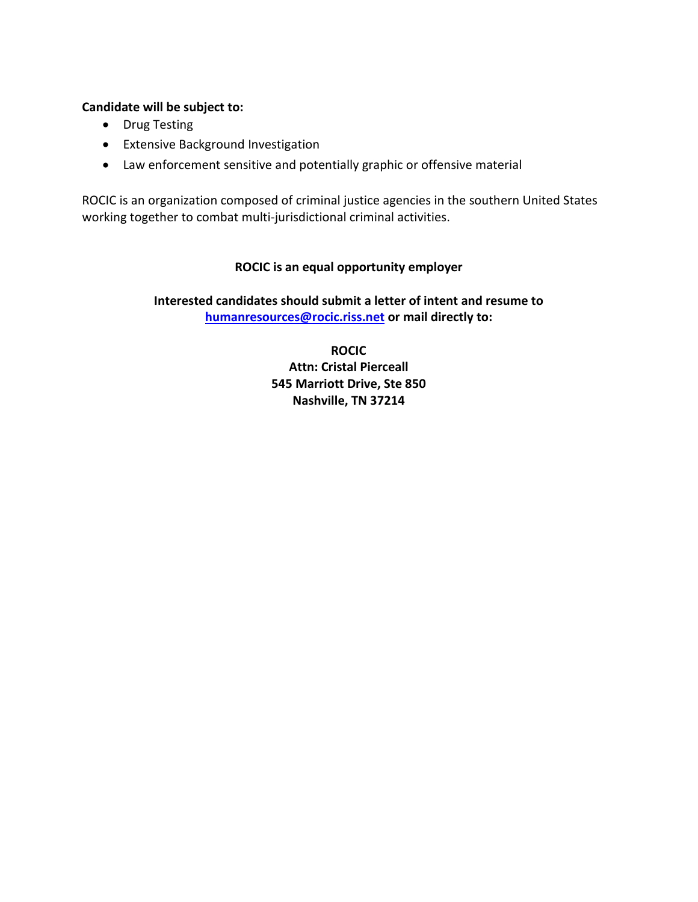**Candidate will be subject to:**

- Drug Testing
- Extensive Background Investigation
- Law enforcement sensitive and potentially graphic or offensive material

ROCIC is an organization composed of criminal justice agencies in the southern United States working together to combat multi-jurisdictional criminal activities.

**ROCIC is an equal opportunity employer**

**Interested candidates should submit a letter of intent and resume to [humanresources@rocic.riss.net](mailto:humanresources@rocic.riss.net) or mail directly to:**

**ROCIC**
**Attn: Cristal Pierceall**
**545 Marriott Drive, Ste 850**
**Nashville, TN 37214**